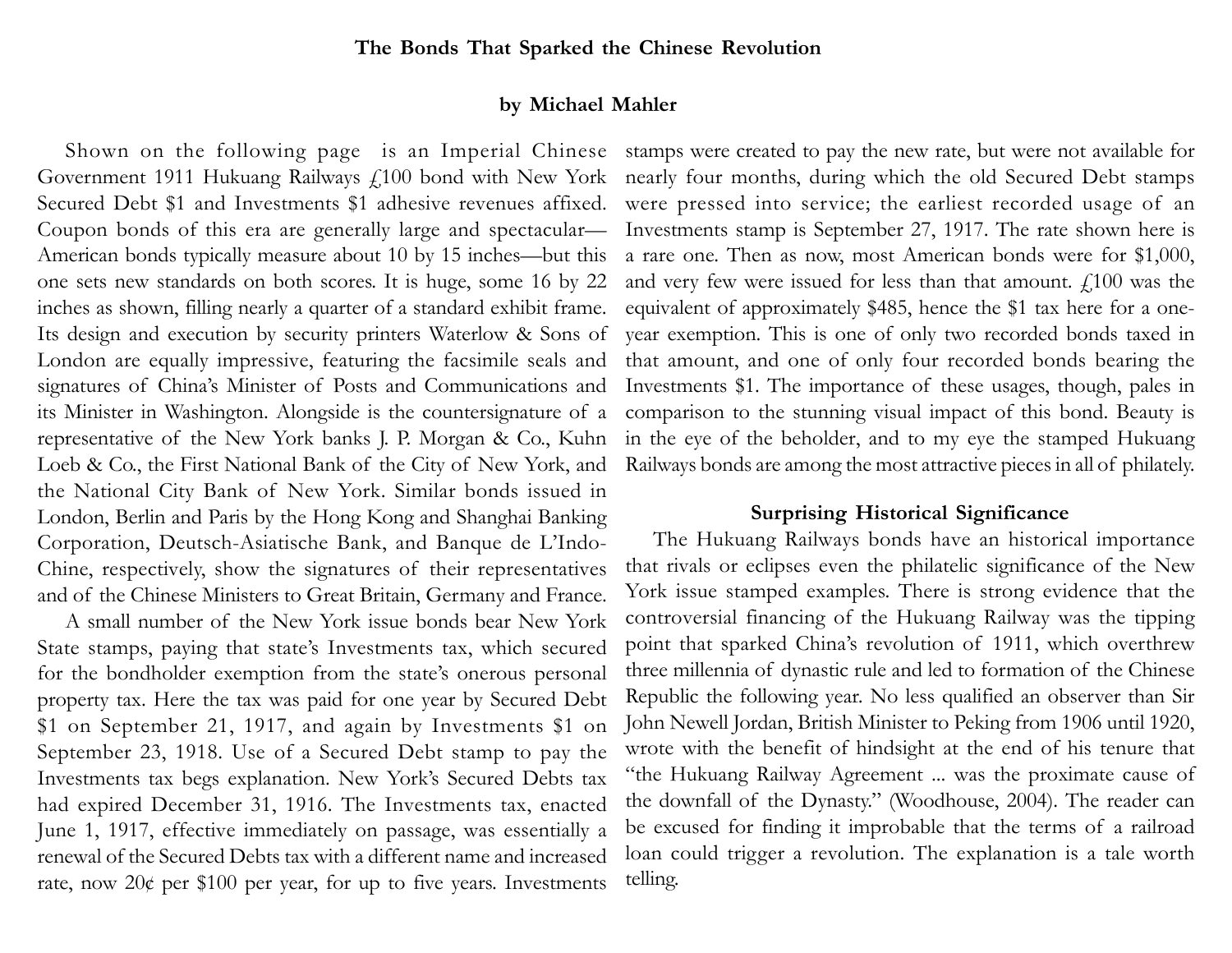# The Bonds That Sparked the Chinese Revolution

**by Michael Mahler**

Shown on the following page is an Imperial Chinese Government 1911 Hukuang Railways £100 bond with New York Secured Debt $1 and Investments $1 adhesive revenues affixed. Coupon bonds of this era are generally large and spectacular—American bonds typically measure about 10 by 15 inches—but this one sets new standards on both scores. It is huge, some 16 by 22 inches as shown, filling nearly a quarter of a standard exhibit frame. Its design and execution by security printers Waterlow & Sons of London are equally impressive, featuring the facsimile seals and signatures of China's Minister of Posts and Communications and its Minister in Washington. Alongside is the countersignature of a representative of the New York banks J. P. Morgan & Co., Kuhn Loeb & Co., the First National Bank of the City of New York, and the National City Bank of New York. Similar bonds issued in London, Berlin and Paris by the Hong Kong and Shanghai Banking Corporation, Deutsch-Asiatische Bank, and Banque de L'Indo-Chine, respectively, show the signatures of their representatives and of the Chinese Ministers to Great Britain, Germany and France.

A small number of the New York issue bonds bear New York State stamps, paying that state's Investments tax, which secured for the bondholder exemption from the state's onerous personal property tax. Here the tax was paid for one year by Secured Debt $1 on September 21, 1917, and again by Investments $1 on September 23, 1918. Use of a Secured Debt stamp to pay the Investments tax begs explanation. New York's Secured Debts tax had expired December 31, 1916. The Investments tax, enacted June 1, 1917, effective immediately on passage, was essentially a renewal of the Secured Debts tax with a different name and increased rate, now 20¢ per $100 per year, for up to five years. Investments stamps were created to pay the new rate, but were not available for nearly four months, during which the old Secured Debt stamps were pressed into service; the earliest recorded usage of an Investments stamp is September 27, 1917. The rate shown here is a rare one. Then as now, most American bonds were for $1,000, and very few were issued for less than that amount. £100 was the equivalent of approximately $485, hence the $1 tax here for a one-year exemption. This is one of only two recorded bonds taxed in that amount, and one of only four recorded bonds bearing the Investments $1. The importance of these usages, though, pales in comparison to the stunning visual impact of this bond. Beauty is in the eye of the beholder, and to my eye the stamped Hukuang Railways bonds are among the most attractive pieces in all of philately.

## Surprising Historical Significance

The Hukuang Railways bonds have an historical importance that rivals or eclipses even the philatelic significance of the New York issue stamped examples. There is strong evidence that the controversial financing of the Hukuang Railway was the tipping point that sparked China's revolution of 1911, which overthrew three millennia of dynastic rule and led to formation of the Chinese Republic the following year. No less qualified an observer than Sir John Newell Jordan, British Minister to Peking from 1906 until 1920, wrote with the benefit of hindsight at the end of his tenure that "the Hukuang Railway Agreement ... was the proximate cause of the downfall of the Dynasty." (Woodhouse, 2004). The reader can be excused for finding it improbable that the terms of a railroad loan could trigger a revolution. The explanation is a tale worth telling.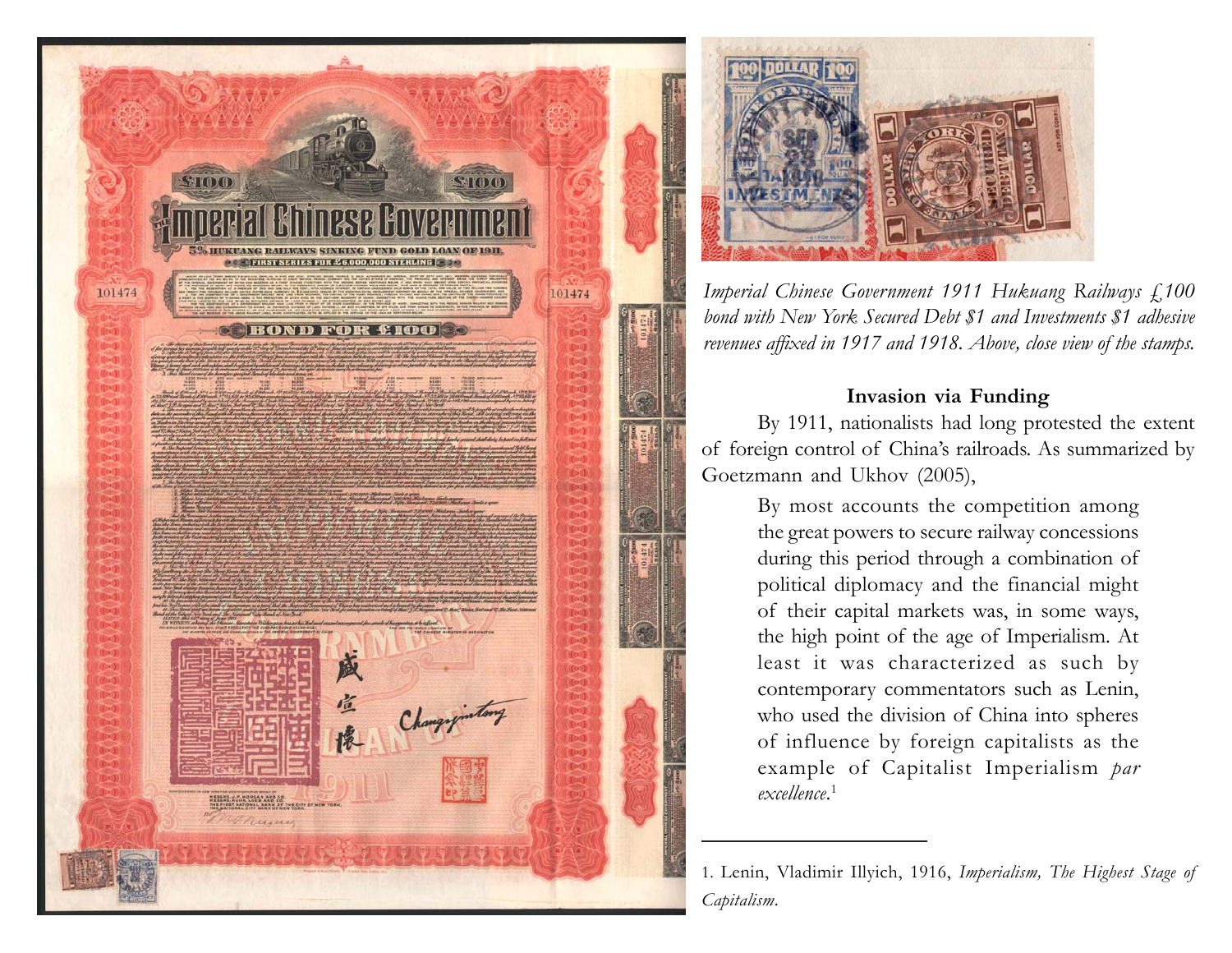*Imperial Chinese Government 1911 Hukuang Railways £100 bond with New York Secured Debt $1 and Investments $1 adhesive revenues affixed in 1917 and 1918. Above, close view of the stamps.*

**Invasion via Funding**

By 1911, nationalists had long protested the extent of foreign control of China's railroads. As summarized by Goetzmann and Ukhov (2005),

> By most accounts the competition among the great powers to secure railway concessions during this period through a combination of political diplomacy and the financial might of their capital markets was, in some ways, the high point of the age of Imperialism. At least it was characterized as such by contemporary commentators such as Lenin, who used the division of China into spheres of influence by foreign capitalists as the example of Capitalist Imperialism *par excellence*.[1]

---

1. Lenin, Vladimir Illyich, 1916, *Imperialism, The Highest Stage of Capitalism*.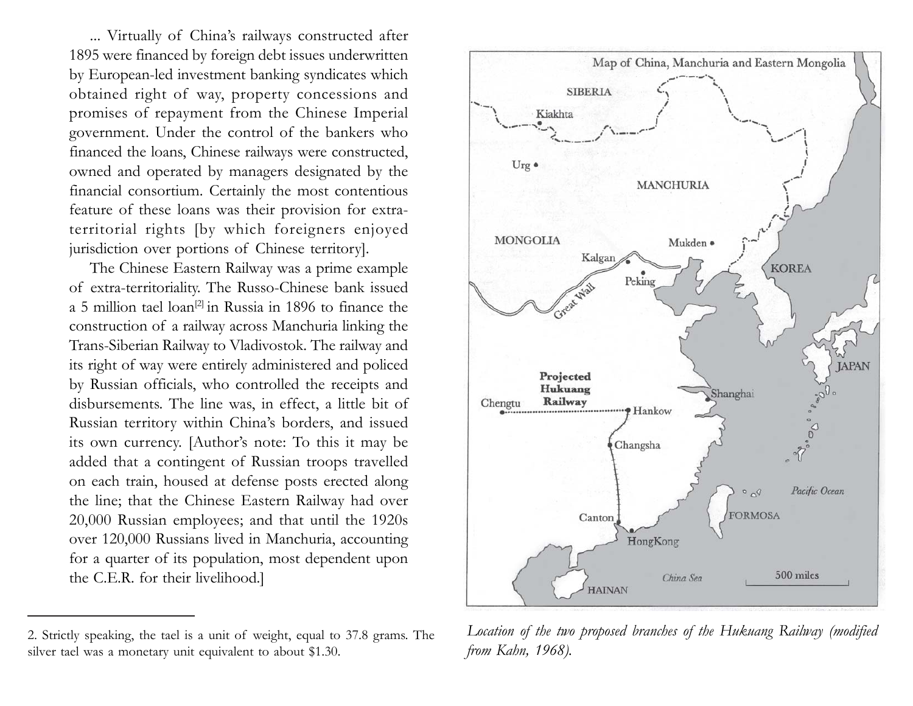... Virtually of China's railways constructed after 1895 were financed by foreign debt issues underwritten by European-led investment banking syndicates which obtained right of way, property concessions and promises of repayment from the Chinese Imperial government. Under the control of the bankers who financed the loans, Chinese railways were constructed, owned and operated by managers designated by the financial consortium. Certainly the most contentious feature of these loans was their provision for extra-territorial rights [by which foreigners enjoyed jurisdiction over portions of Chinese territory].

The Chinese Eastern Railway was a prime example of extra-territoriality. The Russo-Chinese bank issued a 5 million tael loan[2] in Russia in 1896 to finance the construction of a railway across Manchuria linking the Trans-Siberian Railway to Vladivostok. The railway and its right of way were entirely administered and policed by Russian officials, who controlled the receipts and disbursements. The line was, in effect, a little bit of Russian territory within China's borders, and issued its own currency. [Author's note: To this it may be added that a contingent of Russian troops travelled on each train, housed at defense posts erected along the line; that the Chinese Eastern Railway had over 20,000 Russian employees; and that until the 1920s over 120,000 Russians lived in Manchuria, accounting for a quarter of its population, most dependent upon the C.E.R. for their livelihood.]

*Location of the two proposed branches of the Hukuang Railway (modified from Kahn, 1968).*

2. Strictly speaking, the tael is a unit of weight, equal to 37.8 grams. The silver tael was a monetary unit equivalent to about $1.30.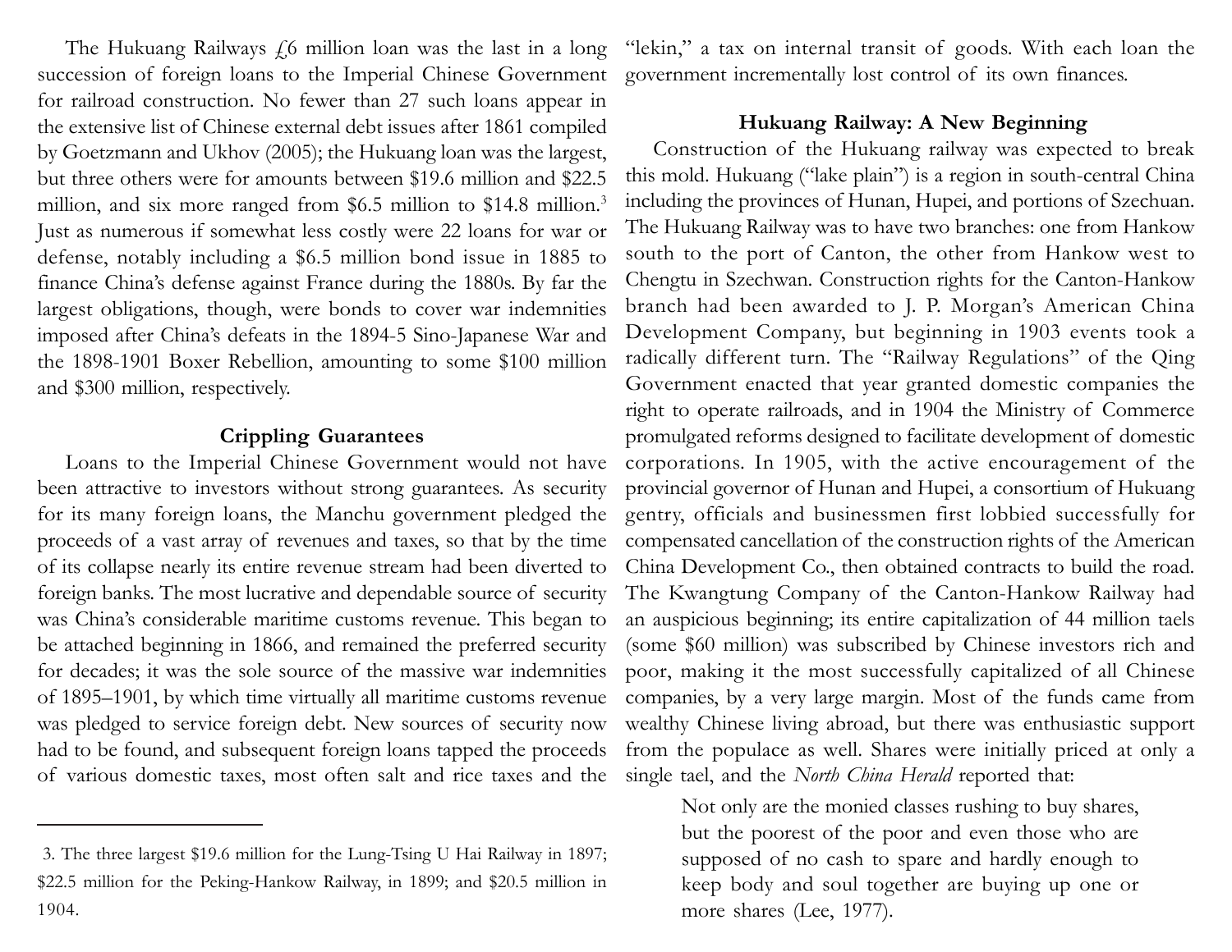The Hukuang Railways £6 million loan was the last in a long succession of foreign loans to the Imperial Chinese Government for railroad construction. No fewer than 27 such loans appear in the extensive list of Chinese external debt issues after 1861 compiled by Goetzmann and Ukhov (2005); the Hukuang loan was the largest, but three others were for amounts between $19.6 million and $22.5 million, and six more ranged from $6.5 million to $14.8 million.[3] Just as numerous if somewhat less costly were 22 loans for war or defense, notably including a $6.5 million bond issue in 1885 to finance China's defense against France during the 1880s. By far the largest obligations, though, were bonds to cover war indemnities imposed after China's defeats in the 1894-5 Sino-Japanese War and the 1898-1901 Boxer Rebellion, amounting to some $100 million and $300 million, respectively.

## Crippling Guarantees

Loans to the Imperial Chinese Government would not have been attractive to investors without strong guarantees. As security for its many foreign loans, the Manchu government pledged the proceeds of a vast array of revenues and taxes, so that by the time of its collapse nearly its entire revenue stream had been diverted to foreign banks. The most lucrative and dependable source of security was China's considerable maritime customs revenue. This began to be attached beginning in 1866, and remained the preferred security for decades; it was the sole source of the massive war indemnities of 1895–1901, by which time virtually all maritime customs revenue was pledged to service foreign debt. New sources of security now had to be found, and subsequent foreign loans tapped the proceeds of various domestic taxes, most often salt and rice taxes and the "lekin," a tax on internal transit of goods. With each loan the government incrementally lost control of its own finances.

## Hukuang Railway: A New Beginning

Construction of the Hukuang railway was expected to break this mold. Hukuang ("lake plain") is a region in south-central China including the provinces of Hunan, Hupei, and portions of Szechuan. The Hukuang Railway was to have two branches: one from Hankow south to the port of Canton, the other from Hankow west to Chengtu in Szechwan. Construction rights for the Canton-Hankow branch had been awarded to J. P. Morgan's American China Development Company, but beginning in 1903 events took a radically different turn. The "Railway Regulations" of the Qing Government enacted that year granted domestic companies the right to operate railroads, and in 1904 the Ministry of Commerce promulgated reforms designed to facilitate development of domestic corporations. In 1905, with the active encouragement of the provincial governor of Hunan and Hupei, a consortium of Hukuang gentry, officials and businessmen first lobbied successfully for compensated cancellation of the construction rights of the American China Development Co., then obtained contracts to build the road. The Kwangtung Company of the Canton-Hankow Railway had an auspicious beginning; its entire capitalization of 44 million taels (some $60 million) was subscribed by Chinese investors rich and poor, making it the most successfully capitalized of all Chinese companies, by a very large margin. Most of the funds came from wealthy Chinese living abroad, but there was enthusiastic support from the populace as well. Shares were initially priced at only a single tael, and the *North China Herald* reported that:

> Not only are the monied classes rushing to buy shares, but the poorest of the poor and even those who are supposed of no cash to spare and hardly enough to keep body and soul together are buying up one or more shares (Lee, 1977).

---

3. The three largest $19.6 million for the Lung-Tsing U Hai Railway in 1897; $22.5 million for the Peking-Hankow Railway, in 1899; and $20.5 million in 1904.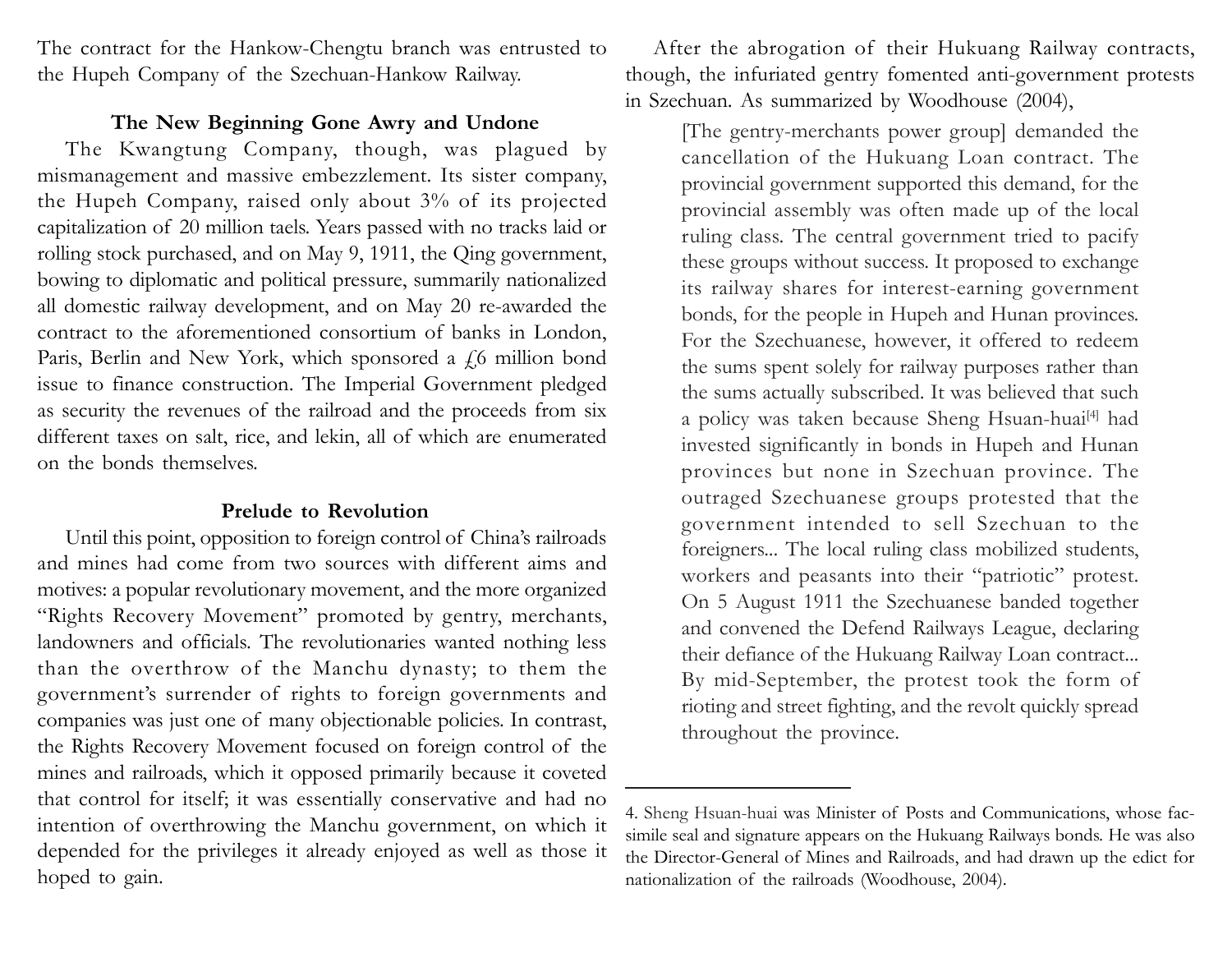The contract for the Hankow-Chengtu branch was entrusted to the Hupeh Company of the Szechuan-Hankow Railway.

### The New Beginning Gone Awry and Undone

The Kwangtung Company, though, was plagued by mismanagement and massive embezzlement. Its sister company, the Hupeh Company, raised only about 3% of its projected capitalization of 20 million taels. Years passed with no tracks laid or rolling stock purchased, and on May 9, 1911, the Qing government, bowing to diplomatic and political pressure, summarily nationalized all domestic railway development, and on May 20 re-awarded the contract to the aforementioned consortium of banks in London, Paris, Berlin and New York, which sponsored a £6 million bond issue to finance construction. The Imperial Government pledged as security the revenues of the railroad and the proceeds from six different taxes on salt, rice, and lekin, all of which are enumerated on the bonds themselves.

### Prelude to Revolution

Until this point, opposition to foreign control of China's railroads and mines had come from two sources with different aims and motives: a popular revolutionary movement, and the more organized "Rights Recovery Movement" promoted by gentry, merchants, landowners and officials. The revolutionaries wanted nothing less than the overthrow of the Manchu dynasty; to them the government's surrender of rights to foreign governments and companies was just one of many objectionable policies. In contrast, the Rights Recovery Movement focused on foreign control of the mines and railroads, which it opposed primarily because it coveted that control for itself; it was essentially conservative and had no intention of overthrowing the Manchu government, on which it depended for the privileges it already enjoyed as well as those it hoped to gain.

After the abrogation of their Hukuang Railway contracts, though, the infuriated gentry fomented anti-government protests in Szechuan. As summarized by Woodhouse (2004),

> [The gentry-merchants power group] demanded the cancellation of the Hukuang Loan contract. The provincial government supported this demand, for the provincial assembly was often made up of the local ruling class. The central government tried to pacify these groups without success. It proposed to exchange its railway shares for interest-earning government bonds, for the people in Hupeh and Hunan provinces. For the Szechuanese, however, it offered to redeem the sums spent solely for railway purposes rather than the sums actually subscribed. It was believed that such a policy was taken because Sheng Hsuan-huai[4] had invested significantly in bonds in Hupeh and Hunan provinces but none in Szechuan province. The outraged Szechuanese groups protested that the government intended to sell Szechuan to the foreigners... The local ruling class mobilized students, workers and peasants into their "patriotic" protest. On 5 August 1911 the Szechuanese banded together and convened the Defend Railways League, declaring their defiance of the Hukuang Railway Loan contract... By mid-September, the protest took the form of rioting and street fighting, and the revolt quickly spread throughout the province.

---

4. Sheng Hsuan-huai was Minister of Posts and Communications, whose facsimile seal and signature appears on the Hukuang Railways bonds. He was also the Director-General of Mines and Railroads, and had drawn up the edict for nationalization of the railroads (Woodhouse, 2004).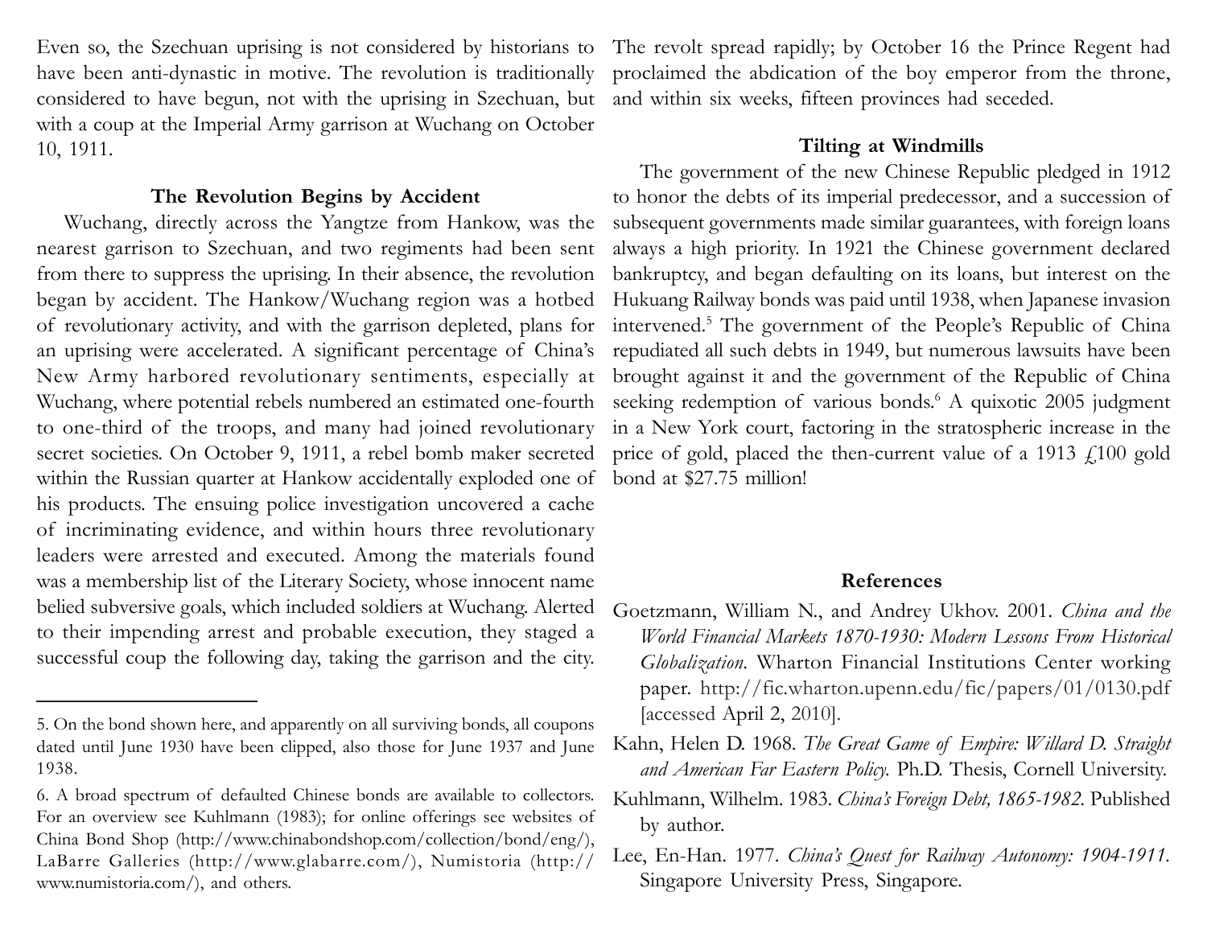Even so, the Szechuan uprising is not considered by historians to have been anti-dynastic in motive. The revolution is traditionally considered to have begun, not with the uprising in Szechuan, but with a coup at the Imperial Army garrison at Wuchang on October 10, 1911.

### The Revolution Begins by Accident

Wuchang, directly across the Yangtze from Hankow, was the nearest garrison to Szechuan, and two regiments had been sent from there to suppress the uprising. In their absence, the revolution began by accident. The Hankow/Wuchang region was a hotbed of revolutionary activity, and with the garrison depleted, plans for an uprising were accelerated. A significant percentage of China's New Army harbored revolutionary sentiments, especially at Wuchang, where potential rebels numbered an estimated one-fourth to one-third of the troops, and many had joined revolutionary secret societies. On October 9, 1911, a rebel bomb maker secreted within the Russian quarter at Hankow accidentally exploded one of his products. The ensuing police investigation uncovered a cache of incriminating evidence, and within hours three revolutionary leaders were arrested and executed. Among the materials found was a membership list of the Literary Society, whose innocent name belied subversive goals, which included soldiers at Wuchang. Alerted to their impending arrest and probable execution, they staged a successful coup the following day, taking the garrison and the city. The revolt spread rapidly; by October 16 the Prince Regent had proclaimed the abdication of the boy emperor from the throne, and within six weeks, fifteen provinces had seceded.

### Tilting at Windmills

The government of the new Chinese Republic pledged in 1912 to honor the debts of its imperial predecessor, and a succession of subsequent governments made similar guarantees, with foreign loans always a high priority. In 1921 the Chinese government declared bankruptcy, and began defaulting on its loans, but interest on the Hukuang Railway bonds was paid until 1938, when Japanese invasion intervened.[5] The government of the People's Republic of China repudiated all such debts in 1949, but numerous lawsuits have been brought against it and the government of the Republic of China seeking redemption of various bonds.[6] A quixotic 2005 judgment in a New York court, factoring in the stratospheric increase in the price of gold, placed the then-current value of a 1913 £100 gold bond at $27.75 million!

---

5. On the bond shown here, and apparently on all surviving bonds, all coupons dated until June 1930 have been clipped, also those for June 1937 and June 1938.

6. A broad spectrum of defaulted Chinese bonds are available to collectors. For an overview see Kuhlmann (1983); for online offerings see websites of China Bond Shop (http://www.chinabondshop.com/collection/bond/eng/), LaBarre Galleries (http://www.glabarre.com/), Numistoria (http://www.numistoria.com/), and others.

### References

Goetzmann, William N., and Andrey Ukhov. 2001. *China and the World Financial Markets 1870-1930: Modern Lessons From Historical Globalization*. Wharton Financial Institutions Center working paper. http://fic.wharton.upenn.edu/fic/papers/01/0130.pdf [accessed April 2, 2010].

Kahn, Helen D. 1968. *The Great Game of Empire: Willard D. Straight and American Far Eastern Policy.* Ph.D. Thesis, Cornell University.

Kuhlmann, Wilhelm. 1983. *China's Foreign Debt, 1865-1982*. Published by author.

Lee, En-Han. 1977. *China's Quest for Railway Autonomy: 1904-1911*. Singapore University Press, Singapore.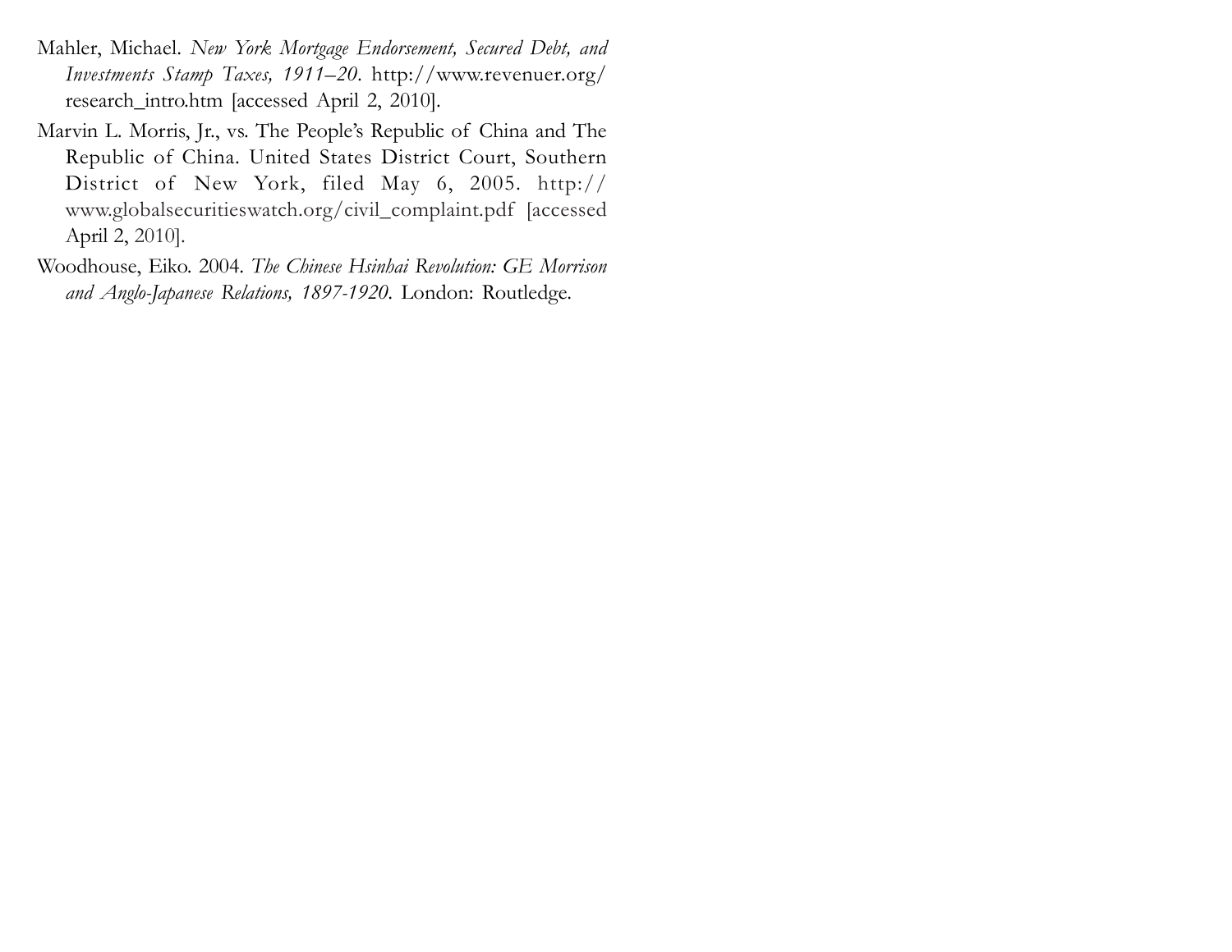Mahler, Michael. *New York Mortgage Endorsement, Secured Debt, and Investments Stamp Taxes, 1911–20*. http://www.revenuer.org/research_intro.htm [accessed April 2, 2010].

Marvin L. Morris, Jr., vs. The People's Republic of China and The Republic of China. United States District Court, Southern District of New York, filed May 6, 2005. http://www.globalsecuritieswatch.org/civil_complaint.pdf [accessed April 2, 2010].

Woodhouse, Eiko. 2004. *The Chinese Hsinhai Revolution: GE Morrison and Anglo-Japanese Relations, 1897-1920*. London: Routledge.